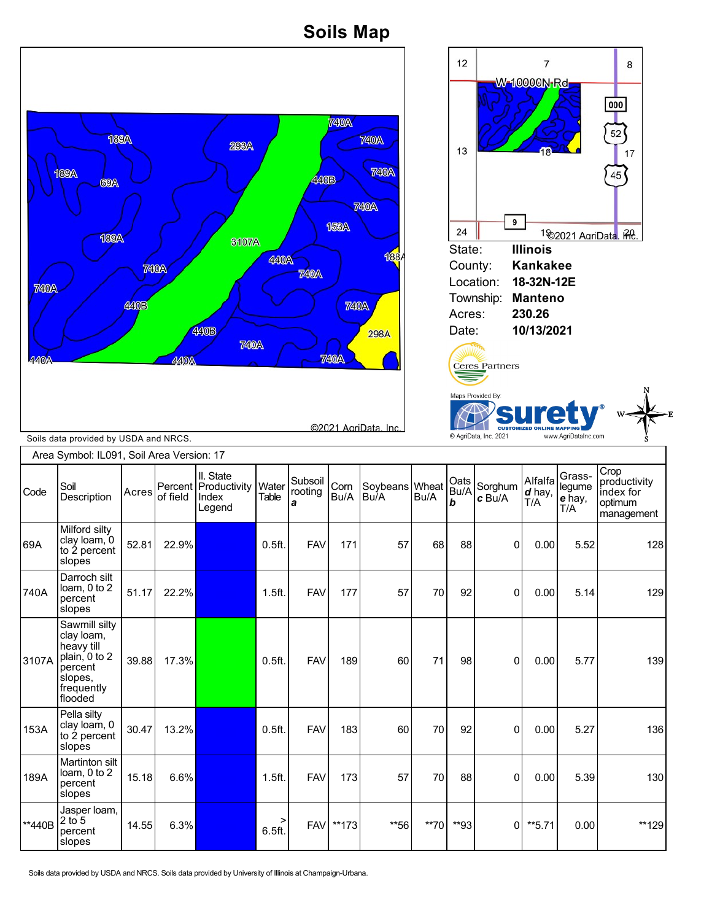# Soils Map

Soils data provided by USDA and NRCS.

©2021 AgriData, Inc.

State: **Illinois**
County: **Kankakee**
Location: **18-32N-12E**
Township: **Manteno**
Acres: **230.26**
Date: **10/13/2021**

Ceres Partners

Maps Provided By surety® CUSTOMIZED ONLINE MAPPING
© AgriData, Inc. 2021 www.AgriDataInc.com

Area Symbol: IL091, Soil Area Version: 17

| Code | Soil Description | Acres | Percent of field | Il. State Productivity Index Legend | Water Table | Subsoil rooting *a* | Corn Bu/A | Soybeans Bu/A | Wheat Bu/A | Oats Bu/A *b* | Sorghum *c* Bu/A | Alfalfa *d* hay, T/A | Grass-legume *e* hay, T/A | Crop productivity index for optimum management |
|---|---|---|---|---|---|---|---|---|---|---|---|---|---|---|
| 69A | Milford silty clay loam, 0 to 2 percent slopes | 52.81 | 22.9% | | 0.5ft. | FAV | 171 | 57 | 68 | 88 | 0 | 0.00 | 5.52 | 128 |
| 740A | Darroch silt loam, 0 to 2 percent slopes | 51.17 | 22.2% | | 1.5ft. | FAV | 177 | 57 | 70 | 92 | 0 | 0.00 | 5.14 | 129 |
| 3107A | Sawmill silty clay loam, heavy till plain, 0 to 2 percent slopes, frequently flooded | 39.88 | 17.3% | | 0.5ft. | FAV | 189 | 60 | 71 | 98 | 0 | 0.00 | 5.77 | 139 |
| 153A | Pella silty clay loam, 0 to 2 percent slopes | 30.47 | 13.2% | | 0.5ft. | FAV | 183 | 60 | 70 | 92 | 0 | 0.00 | 5.27 | 136 |
| 189A | Martinton silt loam, 0 to 2 percent slopes | 15.18 | 6.6% | | 1.5ft. | FAV | 173 | 57 | 70 | 88 | 0 | 0.00 | 5.39 | 130 |
| **440B | Jasper loam, 2 to 5 percent slopes | 14.55 | 6.3% | | > 6.5ft. | FAV | **173 | **56 | **70 | **93 | 0 | **5.71 | 0.00 | **129 |

Soils data provided by USDA and NRCS. Soils data provided by University of Illinois at Champaign-Urbana.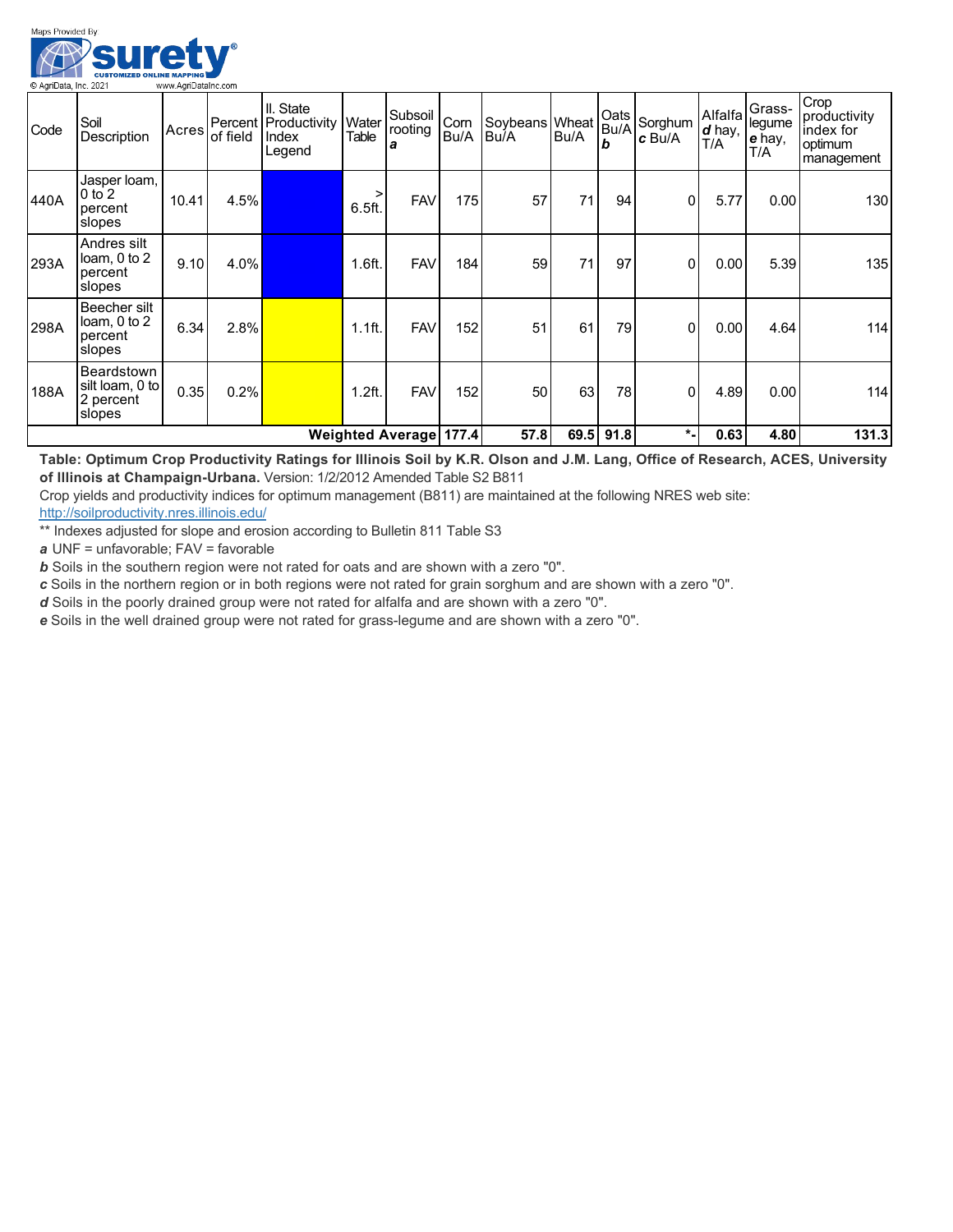Maps Provided By surety® CUSTOMIZED ONLINE MAPPING

© AgriData, Inc. 2021 www.AgriDataInc.com

| Code | Soil Description | Acres | Percent of field | Il. State Productivity Index Legend | Water Table | Subsoil rooting *a* | Corn Bu/A | Soybeans Bu/A | Wheat Bu/A | Oats Bu/A *b* | Sorghum *c* Bu/A | Alfalfa *d* hay, T/A | Grass-legume *e* hay, T/A | Crop productivity index for optimum management |
|---|---|---|---|---|---|---|---|---|---|---|---|---|---|---|
| 440A | Jasper loam, 0 to 2 percent slopes | 10.41 | 4.5% | | > 6.5ft. | FAV | 175 | 57 | 71 | 94 | 0 | 5.77 | 0.00 | 130 |
| 293A | Andres silt loam, 0 to 2 percent slopes | 9.10 | 4.0% | | 1.6ft. | FAV | 184 | 59 | 71 | 97 | 0 | 0.00 | 5.39 | 135 |
| 298A | Beecher silt loam, 0 to 2 percent slopes | 6.34 | 2.8% | | 1.1ft. | FAV | 152 | 51 | 61 | 79 | 0 | 0.00 | 4.64 | 114 |
| 188A | Beardstown silt loam, 0 to 2 percent slopes | 0.35 | 0.2% | | 1.2ft. | FAV | 152 | 50 | 63 | 78 | 0 | 4.89 | 0.00 | 114 |
| | | | | | | **Weighted Average** | **177.4** | **57.8** | **69.5** | **91.8** | ***-** | **0.63** | **4.80** | **131.3** |

**Table: Optimum Crop Productivity Ratings for Illinois Soil by K.R. Olson and J.M. Lang, Office of Research, ACES, University of Illinois at Champaign-Urbana.** Version: 1/2/2012 Amended Table S2 B811

Crop yields and productivity indices for optimum management (B811) are maintained at the following NRES web site: http://soilproductivity.nres.illinois.edu/

** Indexes adjusted for slope and erosion according to Bulletin 811 Table S3

***a*** UNF = unfavorable; FAV = favorable

***b*** Soils in the southern region were not rated for oats and are shown with a zero "0".

***c*** Soils in the northern region or in both regions were not rated for grain sorghum and are shown with a zero "0".

***d*** Soils in the poorly drained group were not rated for alfalfa and are shown with a zero "0".

***e*** Soils in the well drained group were not rated for grass-legume and are shown with a zero "0".